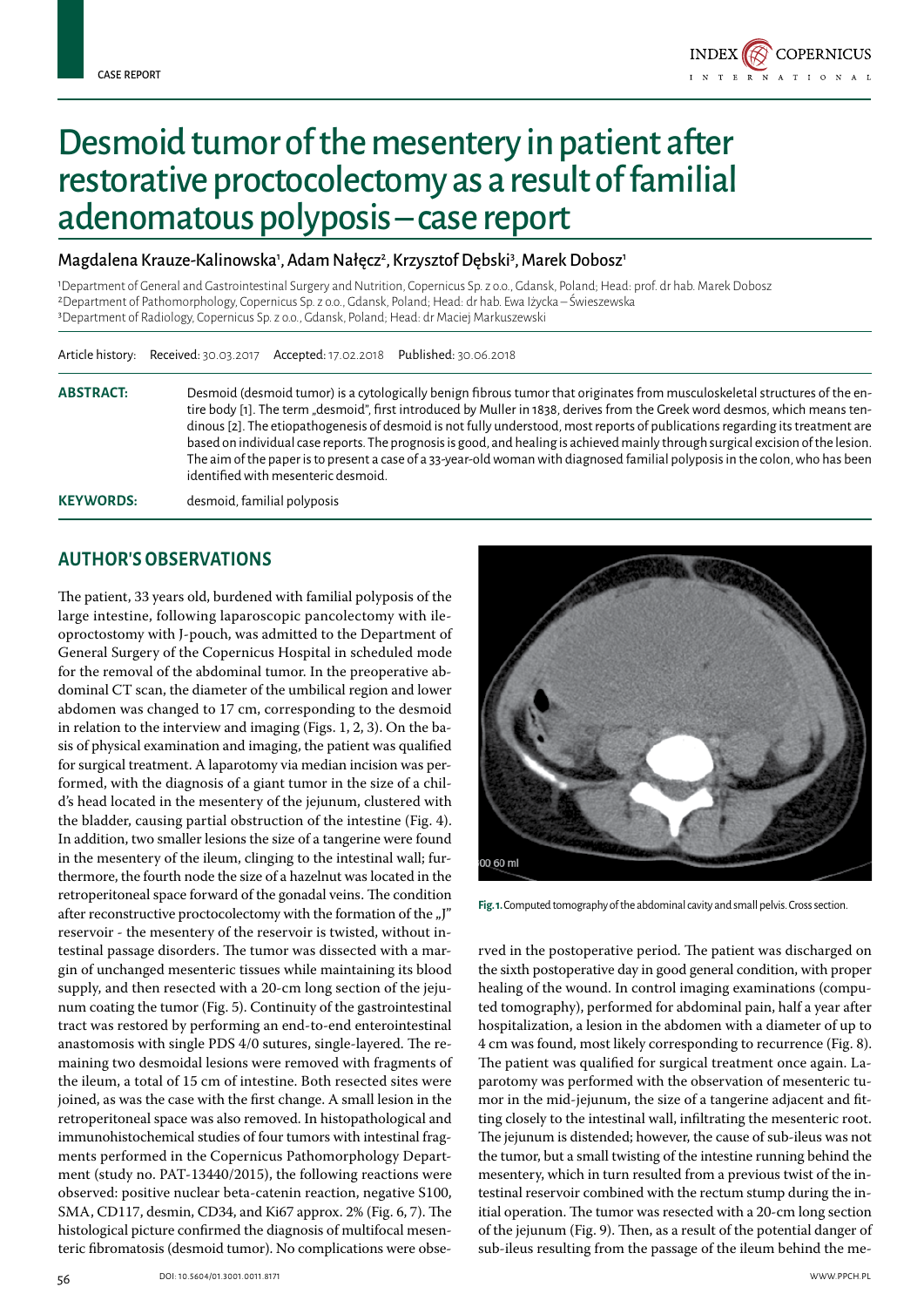CASE REPORT

# Desmoid tumor of the mesentery in patient after restorative proctocolectomy as a result of familial adenomatous polyposis – case report

Magdalena Krauze-Kalinowska[1], Adam Nałęcz[2], Krzysztof Dębski[3], Marek Dobosz[1]

[1]Department of General and Gastrointestinal Surgery and Nutrition, Copernicus Sp. z o.o., Gdansk, Poland; Head: prof. dr hab. Marek Dobosz
[2]Department of Pathomorphology, Copernicus Sp. z o.o., Gdansk, Poland; Head: dr hab. Ewa Iżycka – Świeszewska
[3]Department of Radiology, Copernicus Sp. z o.o., Gdansk, Poland; Head: dr Maciej Markuszewski

Article history: Received: 30.03.2017 Accepted: 17.02.2018 Published: 30.06.2018

**ABSTRACT:** Desmoid (desmoid tumor) is a cytologically benign fibrous tumor that originates from musculoskeletal structures of the entire body [1]. The term „desmoid", first introduced by Muller in 1838, derives from the Greek word desmos, which means tendinous [2]. The etiopathogenesis of desmoid is not fully understood, most reports of publications regarding its treatment are based on individual case reports. The prognosis is good, and healing is achieved mainly through surgical excision of the lesion. The aim of the paper is to present a case of a 33-year-old woman with diagnosed familial polyposis in the colon, who has been identified with mesenteric desmoid.

**KEYWORDS:** desmoid, familial polyposis

## AUTHOR'S OBSERVATIONS

The patient, 33 years old, burdened with familial polyposis of the large intestine, following laparoscopic pancolectomy with ileoproctostomy with J-pouch, was admitted to the Department of General Surgery of the Copernicus Hospital in scheduled mode for the removal of the abdominal tumor. In the preoperative abdominal CT scan, the diameter of the umbilical region and lower abdomen was changed to 17 cm, corresponding to the desmoid in relation to the interview and imaging (Figs. 1, 2, 3). On the basis of physical examination and imaging, the patient was qualified for surgical treatment. A laparotomy via median incision was performed, with the diagnosis of a giant tumor in the size of a child's head located in the mesentery of the jejunum, clustered with the bladder, causing partial obstruction of the intestine (Fig. 4). In addition, two smaller lesions the size of a tangerine were found in the mesentery of the ileum, clinging to the intestinal wall; furthermore, the fourth node the size of a hazelnut was located in the retroperitoneal space forward of the gonadal veins. The condition after reconstructive proctocolectomy with the formation of the „J" reservoir - the mesentery of the reservoir is twisted, without intestinal passage disorders. The tumor was dissected with a margin of unchanged mesenteric tissues while maintaining its blood supply, and then resected with a 20-cm long section of the jejunum coating the tumor (Fig. 5). Continuity of the gastrointestinal tract was restored by performing an end-to-end enterointestinal anastomosis with single PDS 4/0 sutures, single-layered. The remaining two desmoidal lesions were removed with fragments of the ileum, a total of 15 cm of intestine. Both resected sites were joined, as was the case with the first change. A small lesion in the retroperitoneal space was also removed. In histopathological and immunohistochemical studies of four tumors with intestinal fragments performed in the Copernicus Pathomorphology Department (study no. PAT-13440/2015), the following reactions were observed: positive nuclear beta-catenin reaction, negative S100, SMA, CD117, desmin, CD34, and Ki67 approx. 2% (Fig. 6, 7). The histological picture confirmed the diagnosis of multifocal mesenteric fibromatosis (desmoid tumor). No complications were observed in the postoperative period. The patient was discharged on the sixth postoperative day in good general condition, with proper healing of the wound. In control imaging examinations (computed tomography), performed for abdominal pain, half a year after hospitalization, a lesion in the abdomen with a diameter of up to 4 cm was found, most likely corresponding to recurrence (Fig. 8). The patient was qualified for surgical treatment once again. Laparotomy was performed with the observation of mesenteric tumor in the mid-jejunum, the size of a tangerine adjacent and fitting closely to the intestinal wall, infiltrating the mesenteric root. The jejunum is distended; however, the cause of sub-ileus was not the tumor, but a small twisting of the intestine running behind the mesentery, which in turn resulted from a previous twist of the intestinal reservoir combined with the rectum stump during the initial operation. The tumor was resected with a 20-cm long section of the jejunum (Fig. 9). Then, as a result of the potential danger of sub-ileus resulting from the passage of the ileum behind the me-

**Fig. 1.** Computed tomography of the abdominal cavity and small pelvis. Cross section.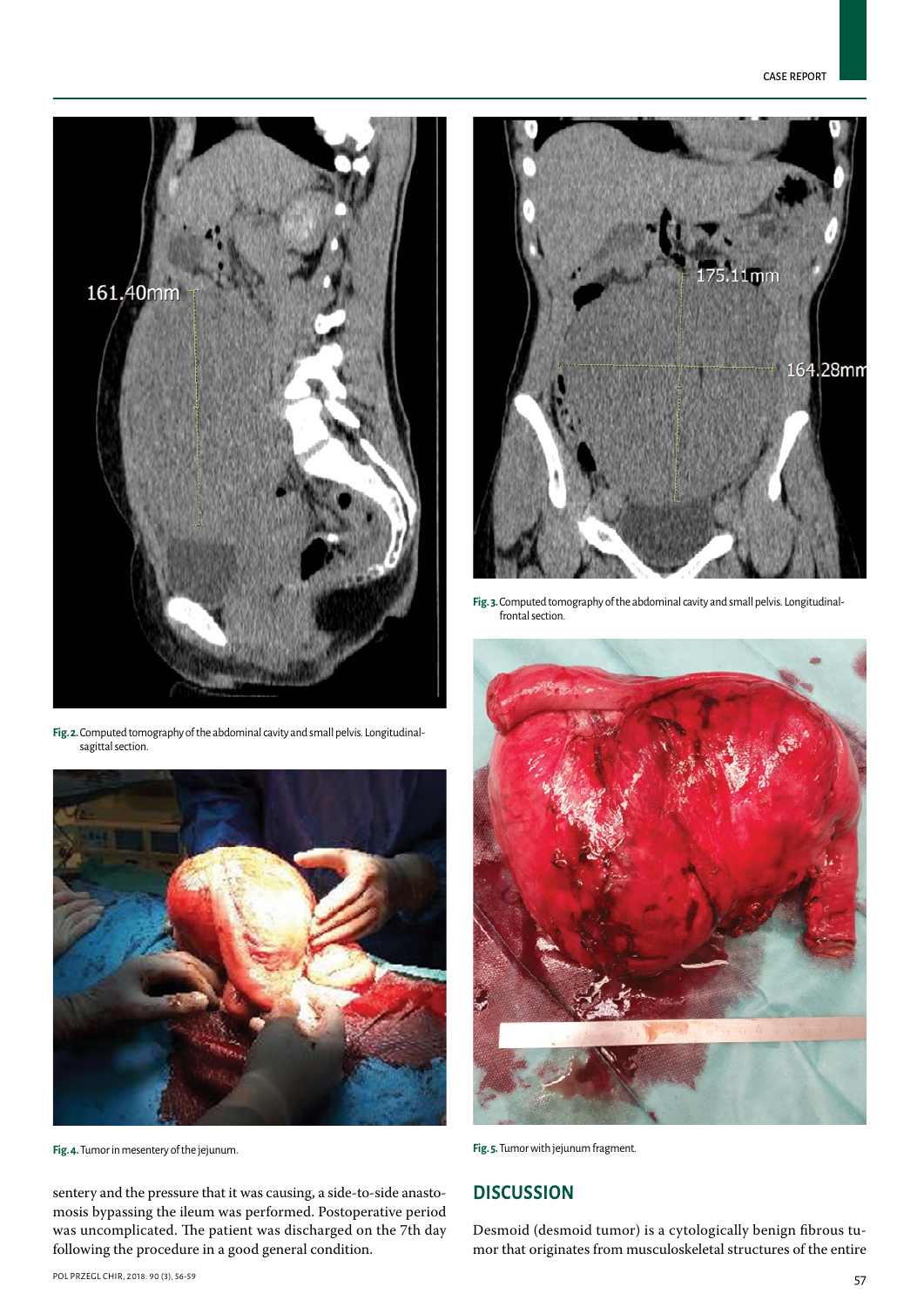Fig. 2. Computed tomography of the abdominal cavity and small pelvis. Longitudinal-sagittal section.

Fig. 3. Computed tomography of the abdominal cavity and small pelvis. Longitudinal-frontal section.

Fig. 4. Tumor in mesentery of the jejunum.

Fig. 5. Tumor with jejunum fragment.

sentery and the pressure that it was causing, a side-to-side anastomosis bypassing the ileum was performed. Postoperative period was uncomplicated. The patient was discharged on the 7th day following the procedure in a good general condition.

## DISCUSSION

Desmoid (desmoid tumor) is a cytologically benign fibrous tumor that originates from musculoskeletal structures of the entire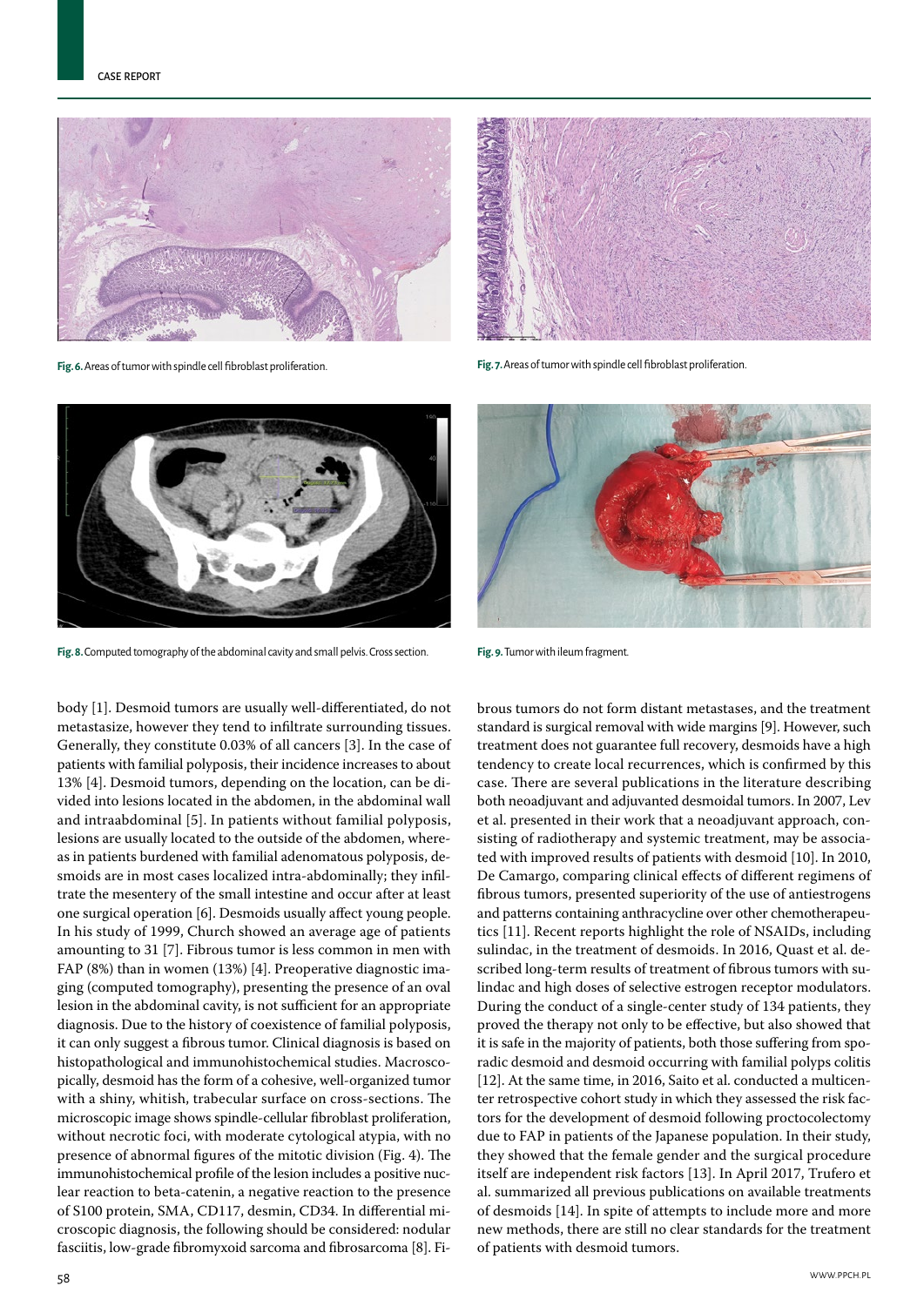Fig. 6. Areas of tumor with spindle cell fibroblast proliferation.

Fig. 7. Areas of tumor with spindle cell fibroblast proliferation.

Fig. 8. Computed tomography of the abdominal cavity and small pelvis. Cross section.

Fig. 9. Tumor with ileum fragment.

body [1]. Desmoid tumors are usually well-differentiated, do not metastasize, however they tend to infiltrate surrounding tissues. Generally, they constitute 0.03% of all cancers [3]. In the case of patients with familial polyposis, their incidence increases to about 13% [4]. Desmoid tumors, depending on the location, can be divided into lesions located in the abdomen, in the abdominal wall and intraabdominal [5]. In patients without familial polyposis, lesions are usually located to the outside of the abdomen, whereas in patients burdened with familial adenomatous polyposis, desmoids are in most cases localized intra-abdominally; they infiltrate the mesentery of the small intestine and occur after at least one surgical operation [6]. Desmoids usually affect young people. In his study of 1999, Church showed an average age of patients amounting to 31 [7]. Fibrous tumor is less common in men with FAP (8%) than in women (13%) [4]. Preoperative diagnostic imaging (computed tomography), presenting the presence of an oval lesion in the abdominal cavity, is not sufficient for an appropriate diagnosis. Due to the history of coexistence of familial polyposis, it can only suggest a fibrous tumor. Clinical diagnosis is based on histopathological and immunohistochemical studies. Macroscopically, desmoid has the form of a cohesive, well-organized tumor with a shiny, whitish, trabecular surface on cross-sections. The microscopic image shows spindle-cellular fibroblast proliferation, without necrotic foci, with moderate cytological atypia, with no presence of abnormal figures of the mitotic division (Fig. 4). The immunohistochemical profile of the lesion includes a positive nuclear reaction to beta-catenin, a negative reaction to the presence of S100 protein, SMA, CD117, desmin, CD34. In differential microscopic diagnosis, the following should be considered: nodular fasciitis, low-grade fibromyxoid sarcoma and fibrosarcoma [8]. Fibrous tumors do not form distant metastases, and the treatment standard is surgical removal with wide margins [9]. However, such treatment does not guarantee full recovery, desmoids have a high tendency to create local recurrences, which is confirmed by this case. There are several publications in the literature describing both neoadjuvant and adjuvanted desmoidal tumors. In 2007, Lev et al. presented in their work that a neoadjuvant approach, consisting of radiotherapy and systemic treatment, may be associated with improved results of patients with desmoid [10]. In 2010, De Camargo, comparing clinical effects of different regimens of fibrous tumors, presented superiority of the use of antiestrogens and patterns containing anthracycline over other chemotherapeutics [11]. Recent reports highlight the role of NSAIDs, including sulindac, in the treatment of desmoids. In 2016, Quast et al. described long-term results of treatment of fibrous tumors with sulindac and high doses of selective estrogen receptor modulators. During the conduct of a single-center study of 134 patients, they proved the therapy not only to be effective, but also showed that it is safe in the majority of patients, both those suffering from sporadic desmoid and desmoid occurring with familial polyps colitis [12]. At the same time, in 2016, Saito et al. conducted a multicenter retrospective cohort study in which they assessed the risk factors for the development of desmoid following proctocolectomy due to FAP in patients of the Japanese population. In their study, they showed that the female gender and the surgical procedure itself are independent risk factors [13]. In April 2017, Trufero et al. summarized all previous publications on available treatments of desmoids [14]. In spite of attempts to include more and more new methods, there are still no clear standards for the treatment of patients with desmoid tumors.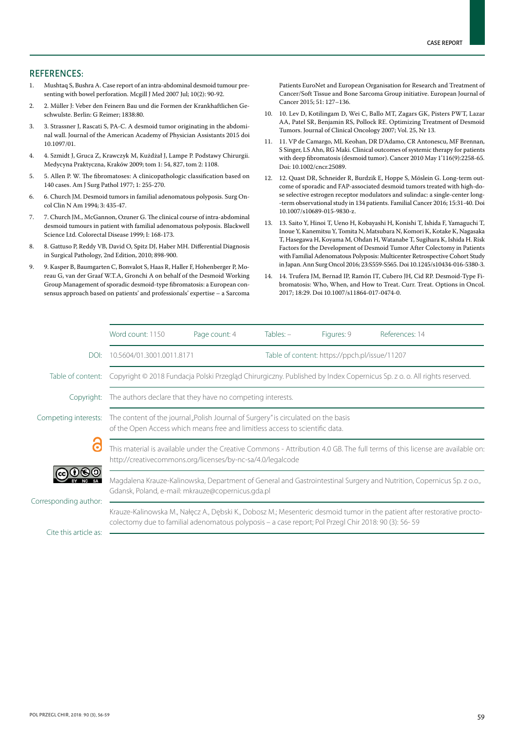## REFERENCES:

1. Mushtaq S, Bushra A. Case report of an intra-abdominal desmoid tumour presenting with bowel perforation. Mcgill J Med 2007 Jul; 10(2): 90-92.
2. 2. Müller J: Veber den Feinern Bau und die Formen der Krankhaftlichen Geschwulste. Berlin: G Reimer; 1838:80.
3. 3. Strassner J, Rascati S, PA-C. A desmoid tumor originating in the abdominal wall. Journal of the American Academy of Physician Assistants 2015 doi 10.1097/01.
4. 4. Szmidt J, Gruca Z, Krawczyk M, Kużdżał J, Lampe P. Podstawy Chirurgii. Medycyna Praktyczna, Kraków 2009; tom 1: 54, 827, tom 2: 1108.
5. 5. Allen P. W. The fibromatoses: A clinicopathologic classification based on 140 cases. Am J Surg Pathol 1977; 1: 255-270.
6. 6. Church JM. Desmoid tumors in familial adenomatous polyposis. Surg Oncol Clin N Am 1994; 3: 435-47.
7. 7. Church JM., McGannon, Ozuner G. The clinical course of intra-abdominal desmoid tumours in patient with familial adenomatous polyposis. Blackwell Science Ltd. Colorectal Disease 1999; I: 168-173.
8. 8. Gattuso P, Reddy VB, David O, Spitz DJ, Haber MH. Differential Diagnosis in Surgical Pathology, 2nd Edition, 2010; 898-900.
9. 9. Kasper B, Baumgarten C, Bonvalot S, Haas R, Haller F, Hohenberger P, Moreau G, van der Graaf W.T.A, Gronchi A on behalf of the Desmoid Working Group Management of sporadic desmoid-type fibromatosis: a European consensus approach based on patients' and professionals' expertise – a Sarcoma Patients EuroNet and European Organisation for Research and Treatment of Cancer/Soft Tissue and Bone Sarcoma Group initiative. European Journal of Cancer 2015; 51: 127–136.
10. 10. Lev D, Kotilingam D, Wei C, Ballo MT, Zagars GK, Pisters PWT, Lazar AA, Patel SR, Benjamin RS, Pollock RE. Optimizing Treatment of Desmoid Tumors. Journal of Clinical Oncology 2007; Vol. 25, Nr 13.
11. 11. VP de Camargo, ML Keohan, DR D'Adamo, CR Antonescu, MF Brennan, S Singer, LS Ahn, RG Maki. Clinical outcomes of systemic therapy for patients with deep fibromatosis (desmoid tumor). Cancer 2010 May 1'116(9):2258-65. Doi: 10.1002/cncr.25089.
12. 12. Quast DR, Schneider R, Burdzik E, Hoppe S, Möslein G. Long-term outcome of sporadic and FAP-associated desmoid tumors treated with high-dose selective estrogen receptor modulators and sulindac: a single-center long-term observational study in 134 patients. Familial Cancer 2016; 15:31-40. Doi 10.1007/s10689-015-9830-z.
13. 13. Saito Y, Hinoi T, Ueno H, Kobayashi H, Konishi T, Ishida F, Yamaguchi T, Inoue Y, Kanemitsu Y, Tomita N, Matsubara N, Komori K, Kotake K, Nagasaka T, Hasegawa H, Koyama M, Ohdan H, Watanabe T, Sugihara K, Ishida H. Risk Factors for the Development of Desmoid Tumor After Colectomy in Patients with Familial Adenomatous Polyposis: Multicenter Retrospective Cohort Study in Japan. Ann Surg Oncol 2016; 23:S559-S565. Doi 10.1245/s10434-016-5380-3.
14. 14. Trufera JM, Bernad IP, Ramón IT, Cubero JH, Cid RP. Desmoid-Type Fibromatosis: Who, When, and How to Treat. Curr. Treat. Options in Oncol. 2017; 18:29. Doi 10.1007/s11864-017-0474-0.

Word count: 1150 | Page count: 4 | Tables: – | Figures: 9 | References: 14

DOI: 10.5604/01.3001.0011.8171

Table of content: https://ppch.pl/issue/11207

Copyright: Copyright © 2018 Fundacja Polski Przegląd Chirurgiczny. Published by Index Copernicus Sp. z o. o. All rights reserved.

Competing interests: The authors declare that they have no competing interests.

The content of the journal „Polish Journal of Surgery" is circulated on the basis of the Open Access which means free and limitless access to scientific data.

This material is available under the Creative Commons - Attribution 4.0 GB. The full terms of this license are available on: http://creativecommons.org/licenses/by-nc-sa/4.0/legalcode

Corresponding author: Magdalena Krauze-Kalinowska, Department of General and Gastrointestinal Surgery and Nutrition, Copernicus Sp. z o.o., Gdansk, Poland, e-mail: mkrauze@copernicus.gda.pl

Cite this article as: Krauze-Kalinowska M., Nałęcz A., Dębski K., Dobosz M.; Mesenteric desmoid tumor in the patient after restorative proctocolectomy due to familial adenomatous polyposis – a case report; Pol Przegl Chir 2018: 90 (3): 56- 59